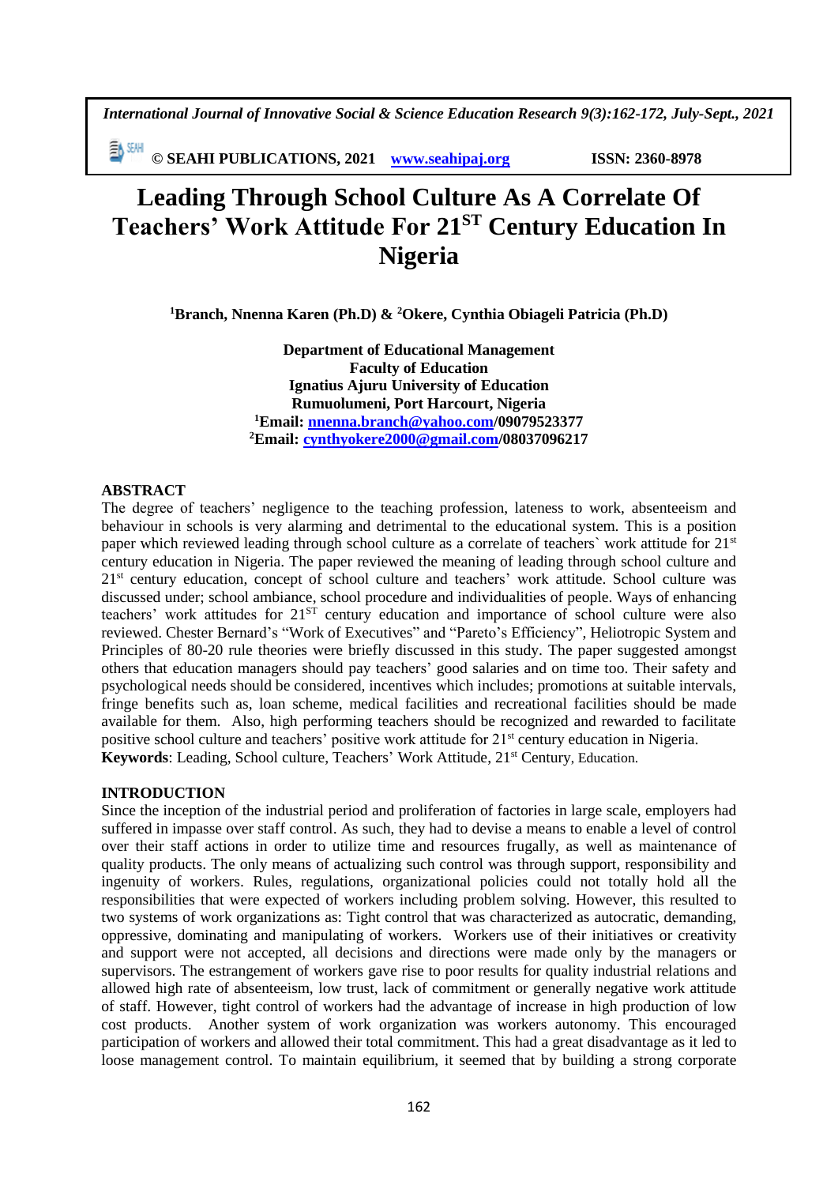# Leading Through School Culture As A Correlate Of Teachers' Work Attitude For 21$^{ST}$ Century Education In Nigeria

**[1]Branch, Nnenna Karen (Ph.D) & [2]Okere, Cynthia Obiageli Patricia (Ph.D)**

**Department of Educational Management**
**Faculty of Education**
**Ignatius Ajuru University of Education**
**Rumuolumeni, Port Harcourt, Nigeria**
**[1]Email: nnenna.branch@yahoo.com/09079523377**
**[2]Email: cynthyokere2000@gmail.com/08037096217**

## ABSTRACT

The degree of teachers' negligence to the teaching profession, lateness to work, absenteeism and behaviour in schools is very alarming and detrimental to the educational system. This is a position paper which reviewed leading through school culture as a correlate of teachers` work attitude for 21$^{st}$ century education in Nigeria. The paper reviewed the meaning of leading through school culture and 21$^{st}$ century education, concept of school culture and teachers' work attitude. School culture was discussed under; school ambiance, school procedure and individualities of people. Ways of enhancing teachers' work attitudes for 21$^{ST}$ century education and importance of school culture were also reviewed. Chester Bernard's "Work of Executives" and "Pareto's Efficiency", Heliotropic System and Principles of 80-20 rule theories were briefly discussed in this study. The paper suggested amongst others that education managers should pay teachers' good salaries and on time too. Their safety and psychological needs should be considered, incentives which includes; promotions at suitable intervals, fringe benefits such as, loan scheme, medical facilities and recreational facilities should be made available for them. Also, high performing teachers should be recognized and rewarded to facilitate positive school culture and teachers' positive work attitude for 21$^{st}$ century education in Nigeria.

**Keywords**: Leading, School culture, Teachers' Work Attitude, 21$^{st}$ Century, Education.

## INTRODUCTION

Since the inception of the industrial period and proliferation of factories in large scale, employers had suffered in impasse over staff control. As such, they had to devise a means to enable a level of control over their staff actions in order to utilize time and resources frugally, as well as maintenance of quality products. The only means of actualizing such control was through support, responsibility and ingenuity of workers. Rules, regulations, organizational policies could not totally hold all the responsibilities that were expected of workers including problem solving. However, this resulted to two systems of work organizations as: Tight control that was characterized as autocratic, demanding, oppressive, dominating and manipulating of workers. Workers use of their initiatives or creativity and support were not accepted, all decisions and directions were made only by the managers or supervisors. The estrangement of workers gave rise to poor results for quality industrial relations and allowed high rate of absenteeism, low trust, lack of commitment or generally negative work attitude of staff. However, tight control of workers had the advantage of increase in high production of low cost products. Another system of work organization was workers autonomy. This encouraged participation of workers and allowed their total commitment. This had a great disadvantage as it led to loose management control. To maintain equilibrium, it seemed that by building a strong corporate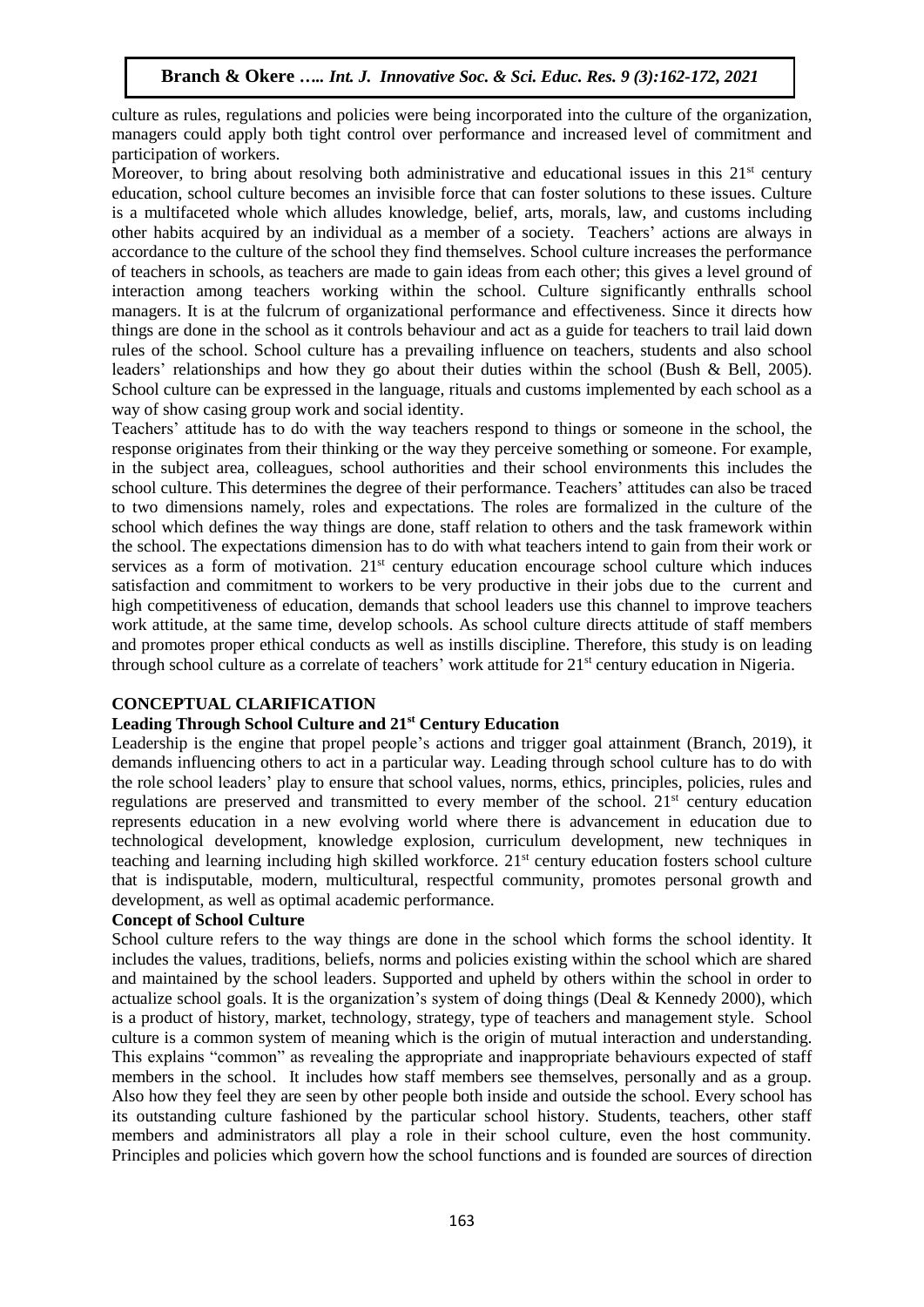culture as rules, regulations and policies were being incorporated into the culture of the organization, managers could apply both tight control over performance and increased level of commitment and participation of workers.

Moreover, to bring about resolving both administrative and educational issues in this 21st century education, school culture becomes an invisible force that can foster solutions to these issues. Culture is a multifaceted whole which alludes knowledge, belief, arts, morals, law, and customs including other habits acquired by an individual as a member of a society. Teachers' actions are always in accordance to the culture of the school they find themselves. School culture increases the performance of teachers in schools, as teachers are made to gain ideas from each other; this gives a level ground of interaction among teachers working within the school. Culture significantly enthralls school managers. It is at the fulcrum of organizational performance and effectiveness. Since it directs how things are done in the school as it controls behaviour and act as a guide for teachers to trail laid down rules of the school. School culture has a prevailing influence on teachers, students and also school leaders' relationships and how they go about their duties within the school (Bush & Bell, 2005). School culture can be expressed in the language, rituals and customs implemented by each school as a way of show casing group work and social identity.

Teachers' attitude has to do with the way teachers respond to things or someone in the school, the response originates from their thinking or the way they perceive something or someone. For example, in the subject area, colleagues, school authorities and their school environments this includes the school culture. This determines the degree of their performance. Teachers' attitudes can also be traced to two dimensions namely, roles and expectations. The roles are formalized in the culture of the school which defines the way things are done, staff relation to others and the task framework within the school. The expectations dimension has to do with what teachers intend to gain from their work or services as a form of motivation. 21st century education encourage school culture which induces satisfaction and commitment to workers to be very productive in their jobs due to the current and high competitiveness of education, demands that school leaders use this channel to improve teachers work attitude, at the same time, develop schools. As school culture directs attitude of staff members and promotes proper ethical conducts as well as instills discipline. Therefore, this study is on leading through school culture as a correlate of teachers' work attitude for 21st century education in Nigeria.

## CONCEPTUAL CLARIFICATION

### Leading Through School Culture and 21st Century Education

Leadership is the engine that propel people's actions and trigger goal attainment (Branch, 2019), it demands influencing others to act in a particular way. Leading through school culture has to do with the role school leaders' play to ensure that school values, norms, ethics, principles, policies, rules and regulations are preserved and transmitted to every member of the school. 21st century education represents education in a new evolving world where there is advancement in education due to technological development, knowledge explosion, curriculum development, new techniques in teaching and learning including high skilled workforce. 21st century education fosters school culture that is indisputable, modern, multicultural, respectful community, promotes personal growth and development, as well as optimal academic performance.

### Concept of School Culture

School culture refers to the way things are done in the school which forms the school identity. It includes the values, traditions, beliefs, norms and policies existing within the school which are shared and maintained by the school leaders. Supported and upheld by others within the school in order to actualize school goals. It is the organization's system of doing things (Deal & Kennedy 2000), which is a product of history, market, technology, strategy, type of teachers and management style. School culture is a common system of meaning which is the origin of mutual interaction and understanding. This explains "common" as revealing the appropriate and inappropriate behaviours expected of staff members in the school. It includes how staff members see themselves, personally and as a group. Also how they feel they are seen by other people both inside and outside the school. Every school has its outstanding culture fashioned by the particular school history. Students, teachers, other staff members and administrators all play a role in their school culture, even the host community. Principles and policies which govern how the school functions and is founded are sources of direction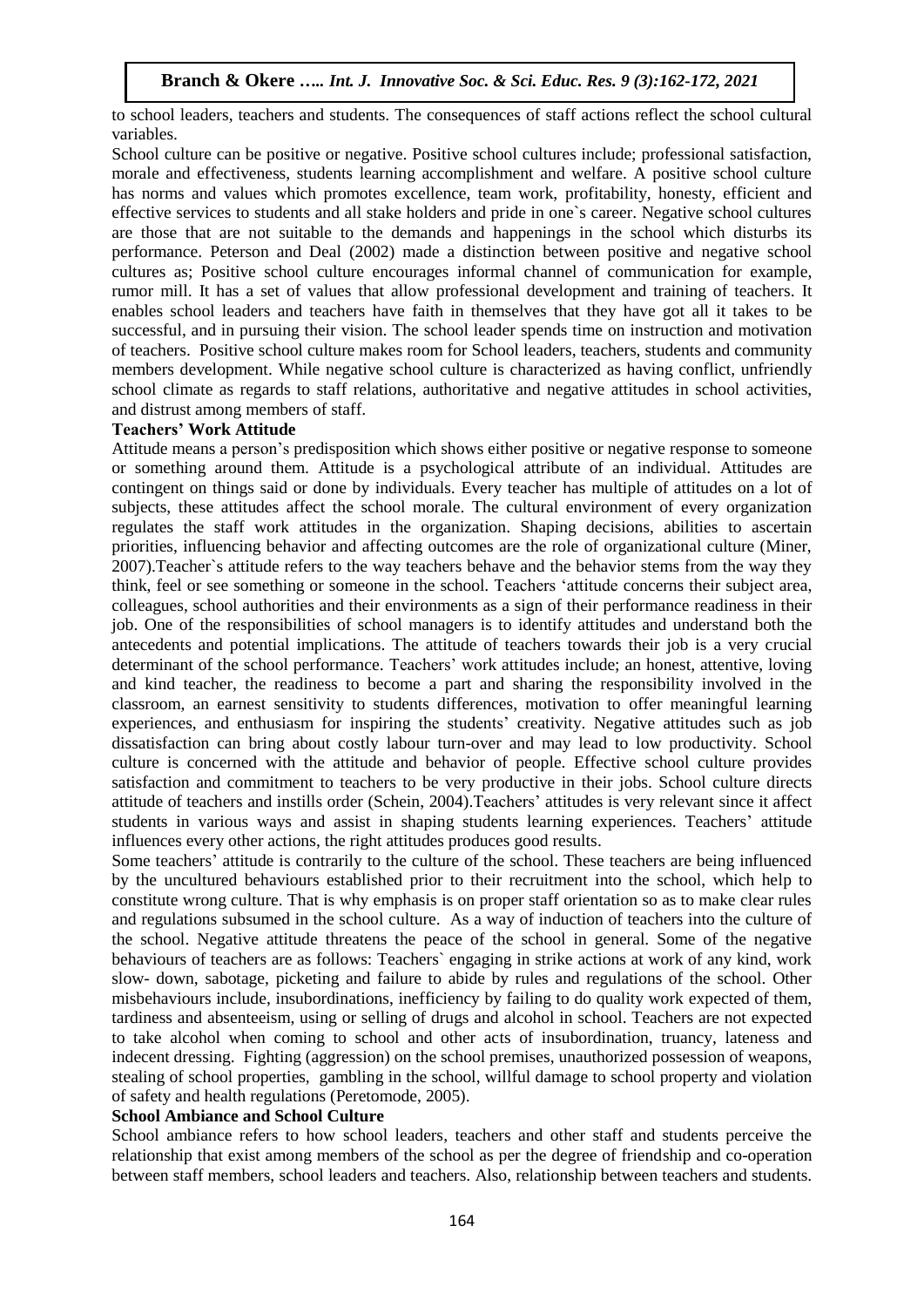to school leaders, teachers and students. The consequences of staff actions reflect the school cultural variables.

School culture can be positive or negative. Positive school cultures include; professional satisfaction, morale and effectiveness, students learning accomplishment and welfare. A positive school culture has norms and values which promotes excellence, team work, profitability, honesty, efficient and effective services to students and all stake holders and pride in one`s career. Negative school cultures are those that are not suitable to the demands and happenings in the school which disturbs its performance. Peterson and Deal (2002) made a distinction between positive and negative school cultures as; Positive school culture encourages informal channel of communication for example, rumor mill. It has a set of values that allow professional development and training of teachers. It enables school leaders and teachers have faith in themselves that they have got all it takes to be successful, and in pursuing their vision. The school leader spends time on instruction and motivation of teachers. Positive school culture makes room for School leaders, teachers, students and community members development. While negative school culture is characterized as having conflict, unfriendly school climate as regards to staff relations, authoritative and negative attitudes in school activities, and distrust among members of staff.

**Teachers' Work Attitude**

Attitude means a person's predisposition which shows either positive or negative response to someone or something around them. Attitude is a psychological attribute of an individual. Attitudes are contingent on things said or done by individuals. Every teacher has multiple of attitudes on a lot of subjects, these attitudes affect the school morale. The cultural environment of every organization regulates the staff work attitudes in the organization. Shaping decisions, abilities to ascertain priorities, influencing behavior and affecting outcomes are the role of organizational culture (Miner, 2007).Teacher`s attitude refers to the way teachers behave and the behavior stems from the way they think, feel or see something or someone in the school. Teachers 'attitude concerns their subject area, colleagues, school authorities and their environments as a sign of their performance readiness in their job. One of the responsibilities of school managers is to identify attitudes and understand both the antecedents and potential implications. The attitude of teachers towards their job is a very crucial determinant of the school performance. Teachers' work attitudes include; an honest, attentive, loving and kind teacher, the readiness to become a part and sharing the responsibility involved in the classroom, an earnest sensitivity to students differences, motivation to offer meaningful learning experiences, and enthusiasm for inspiring the students' creativity. Negative attitudes such as job dissatisfaction can bring about costly labour turn-over and may lead to low productivity. School culture is concerned with the attitude and behavior of people. Effective school culture provides satisfaction and commitment to teachers to be very productive in their jobs. School culture directs attitude of teachers and instills order (Schein, 2004).Teachers' attitudes is very relevant since it affect students in various ways and assist in shaping students learning experiences. Teachers' attitude influences every other actions, the right attitudes produces good results.

Some teachers' attitude is contrarily to the culture of the school. These teachers are being influenced by the uncultured behaviours established prior to their recruitment into the school, which help to constitute wrong culture. That is why emphasis is on proper staff orientation so as to make clear rules and regulations subsumed in the school culture. As a way of induction of teachers into the culture of the school. Negative attitude threatens the peace of the school in general. Some of the negative behaviours of teachers are as follows: Teachers` engaging in strike actions at work of any kind, work slow- down, sabotage, picketing and failure to abide by rules and regulations of the school. Other misbehaviours include, insubordinations, inefficiency by failing to do quality work expected of them, tardiness and absenteeism, using or selling of drugs and alcohol in school. Teachers are not expected to take alcohol when coming to school and other acts of insubordination, truancy, lateness and indecent dressing. Fighting (aggression) on the school premises, unauthorized possession of weapons, stealing of school properties, gambling in the school, willful damage to school property and violation of safety and health regulations (Peretomode, 2005).

**School Ambiance and School Culture**

School ambiance refers to how school leaders, teachers and other staff and students perceive the relationship that exist among members of the school as per the degree of friendship and co-operation between staff members, school leaders and teachers. Also, relationship between teachers and students.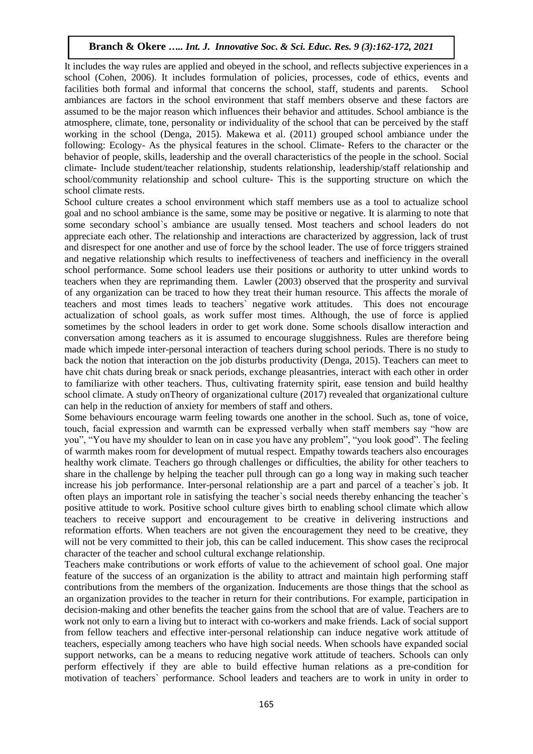It includes the way rules are applied and obeyed in the school, and reflects subjective experiences in a school (Cohen, 2006). It includes formulation of policies, processes, code of ethics, events and facilities both formal and informal that concerns the school, staff, students and parents. School ambiances are factors in the school environment that staff members observe and these factors are assumed to be the major reason which influences their behavior and attitudes. School ambiance is the atmosphere, climate, tone, personality or individuality of the school that can be perceived by the staff working in the school (Denga, 2015). Makewa et al. (2011) grouped school ambiance under the following: Ecology- As the physical features in the school. Climate- Refers to the character or the behavior of people, skills, leadership and the overall characteristics of the people in the school. Social climate- Include student/teacher relationship, students relationship, leadership/staff relationship and school/community relationship and school culture- This is the supporting structure on which the school climate rests.

School culture creates a school environment which staff members use as a tool to actualize school goal and no school ambiance is the same, some may be positive or negative. It is alarming to note that some secondary school`s ambiance are usually tensed. Most teachers and school leaders do not appreciate each other. The relationship and interactions are characterized by aggression, lack of trust and disrespect for one another and use of force by the school leader. The use of force triggers strained and negative relationship which results to ineffectiveness of teachers and inefficiency in the overall school performance. Some school leaders use their positions or authority to utter unkind words to teachers when they are reprimanding them. Lawler (2003) observed that the prosperity and survival of any organization can be traced to how they treat their human resource. This affects the morale of teachers and most times leads to teachers` negative work attitudes. This does not encourage actualization of school goals, as work suffer most times. Although, the use of force is applied sometimes by the school leaders in order to get work done. Some schools disallow interaction and conversation among teachers as it is assumed to encourage sluggishness. Rules are therefore being made which impede inter-personal interaction of teachers during school periods. There is no study to back the notion that interaction on the job disturbs productivity (Denga, 2015). Teachers can meet to have chit chats during break or snack periods, exchange pleasantries, interact with each other in order to familiarize with other teachers. Thus, cultivating fraternity spirit, ease tension and build healthy school climate. A study onTheory of organizational culture (2017) revealed that organizational culture can help in the reduction of anxiety for members of staff and others.

Some behaviours encourage warm feeling towards one another in the school. Such as, tone of voice, touch, facial expression and warmth can be expressed verbally when staff members say "how are you", "You have my shoulder to lean on in case you have any problem", "you look good". The feeling of warmth makes room for development of mutual respect. Empathy towards teachers also encourages healthy work climate. Teachers go through challenges or difficulties, the ability for other teachers to share in the challenge by helping the teacher pull through can go a long way in making such teacher increase his job performance. Inter-personal relationship are a part and parcel of a teacher`s job. It often plays an important role in satisfying the teacher`s social needs thereby enhancing the teacher`s positive attitude to work. Positive school culture gives birth to enabling school climate which allow teachers to receive support and encouragement to be creative in delivering instructions and reformation efforts. When teachers are not given the encouragement they need to be creative, they will not be very committed to their job, this can be called inducement. This show cases the reciprocal character of the teacher and school cultural exchange relationship.

Teachers make contributions or work efforts of value to the achievement of school goal. One major feature of the success of an organization is the ability to attract and maintain high performing staff contributions from the members of the organization. Inducements are those things that the school as an organization provides to the teacher in return for their contributions. For example, participation in decision-making and other benefits the teacher gains from the school that are of value. Teachers are to work not only to earn a living but to interact with co-workers and make friends. Lack of social support from fellow teachers and effective inter-personal relationship can induce negative work attitude of teachers, especially among teachers who have high social needs. When schools have expanded social support networks, can be a means to reducing negative work attitude of teachers. Schools can only perform effectively if they are able to build effective human relations as a pre-condition for motivation of teachers` performance. School leaders and teachers are to work in unity in order to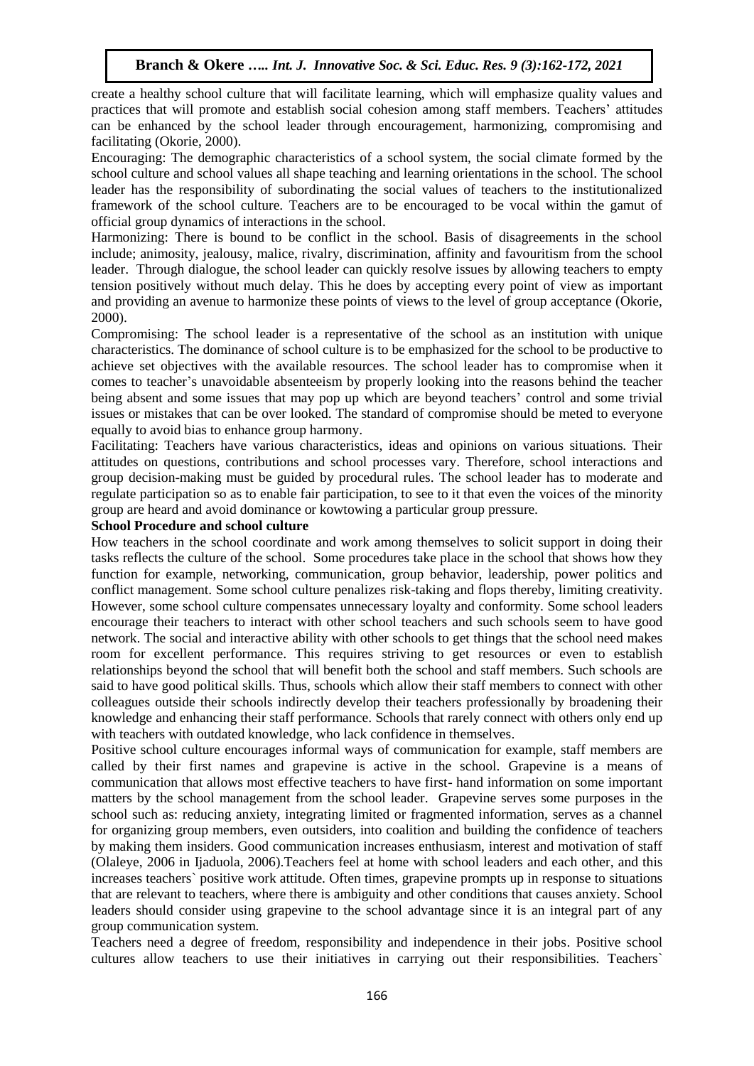create a healthy school culture that will facilitate learning, which will emphasize quality values and practices that will promote and establish social cohesion among staff members. Teachers' attitudes can be enhanced by the school leader through encouragement, harmonizing, compromising and facilitating (Okorie, 2000).

Encouraging: The demographic characteristics of a school system, the social climate formed by the school culture and school values all shape teaching and learning orientations in the school. The school leader has the responsibility of subordinating the social values of teachers to the institutionalized framework of the school culture. Teachers are to be encouraged to be vocal within the gamut of official group dynamics of interactions in the school.

Harmonizing: There is bound to be conflict in the school. Basis of disagreements in the school include; animosity, jealousy, malice, rivalry, discrimination, affinity and favouritism from the school leader. Through dialogue, the school leader can quickly resolve issues by allowing teachers to empty tension positively without much delay. This he does by accepting every point of view as important and providing an avenue to harmonize these points of views to the level of group acceptance (Okorie, 2000).

Compromising: The school leader is a representative of the school as an institution with unique characteristics. The dominance of school culture is to be emphasized for the school to be productive to achieve set objectives with the available resources. The school leader has to compromise when it comes to teacher's unavoidable absenteeism by properly looking into the reasons behind the teacher being absent and some issues that may pop up which are beyond teachers' control and some trivial issues or mistakes that can be over looked. The standard of compromise should be meted to everyone equally to avoid bias to enhance group harmony.

Facilitating: Teachers have various characteristics, ideas and opinions on various situations. Their attitudes on questions, contributions and school processes vary. Therefore, school interactions and group decision-making must be guided by procedural rules. The school leader has to moderate and regulate participation so as to enable fair participation, to see to it that even the voices of the minority group are heard and avoid dominance or kowtowing a particular group pressure.

**School Procedure and school culture**

How teachers in the school coordinate and work among themselves to solicit support in doing their tasks reflects the culture of the school. Some procedures take place in the school that shows how they function for example, networking, communication, group behavior, leadership, power politics and conflict management. Some school culture penalizes risk-taking and flops thereby, limiting creativity. However, some school culture compensates unnecessary loyalty and conformity. Some school leaders encourage their teachers to interact with other school teachers and such schools seem to have good network. The social and interactive ability with other schools to get things that the school need makes room for excellent performance. This requires striving to get resources or even to establish relationships beyond the school that will benefit both the school and staff members. Such schools are said to have good political skills. Thus, schools which allow their staff members to connect with other colleagues outside their schools indirectly develop their teachers professionally by broadening their knowledge and enhancing their staff performance. Schools that rarely connect with others only end up with teachers with outdated knowledge, who lack confidence in themselves.

Positive school culture encourages informal ways of communication for example, staff members are called by their first names and grapevine is active in the school. Grapevine is a means of communication that allows most effective teachers to have first- hand information on some important matters by the school management from the school leader. Grapevine serves some purposes in the school such as: reducing anxiety, integrating limited or fragmented information, serves as a channel for organizing group members, even outsiders, into coalition and building the confidence of teachers by making them insiders. Good communication increases enthusiasm, interest and motivation of staff (Olaleye, 2006 in Ijaduola, 2006).Teachers feel at home with school leaders and each other, and this increases teachers` positive work attitude. Often times, grapevine prompts up in response to situations that are relevant to teachers, where there is ambiguity and other conditions that causes anxiety. School leaders should consider using grapevine to the school advantage since it is an integral part of any group communication system.

Teachers need a degree of freedom, responsibility and independence in their jobs. Positive school cultures allow teachers to use their initiatives in carrying out their responsibilities. Teachers`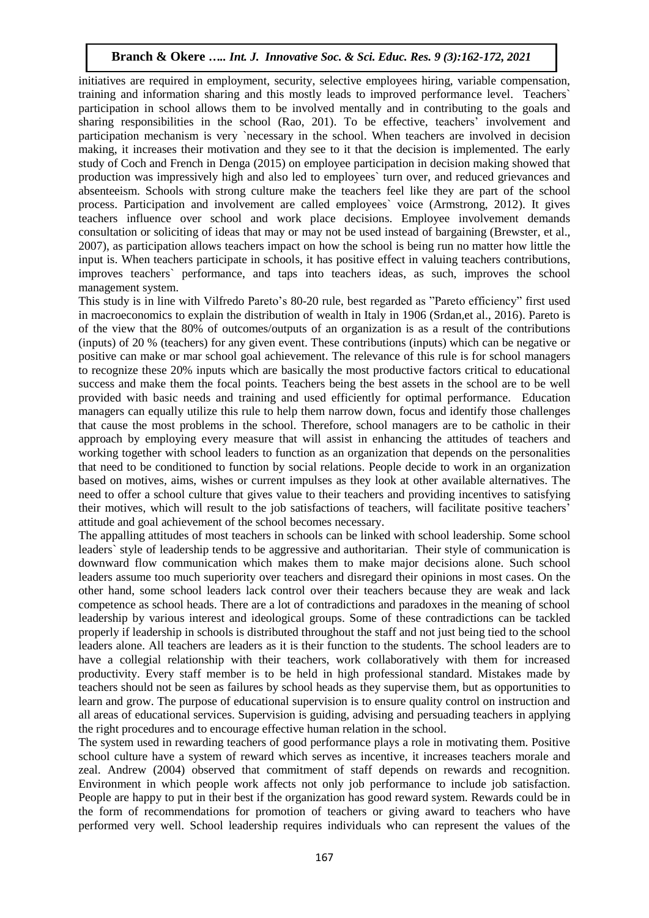initiatives are required in employment, security, selective employees hiring, variable compensation, training and information sharing and this mostly leads to improved performance level. Teachers` participation in school allows them to be involved mentally and in contributing to the goals and sharing responsibilities in the school (Rao, 201). To be effective, teachers' involvement and participation mechanism is very `necessary in the school. When teachers are involved in decision making, it increases their motivation and they see to it that the decision is implemented. The early study of Coch and French in Denga (2015) on employee participation in decision making showed that production was impressively high and also led to employees` turn over, and reduced grievances and absenteeism. Schools with strong culture make the teachers feel like they are part of the school process. Participation and involvement are called employees` voice (Armstrong, 2012). It gives teachers influence over school and work place decisions. Employee involvement demands consultation or soliciting of ideas that may or may not be used instead of bargaining (Brewster, et al., 2007), as participation allows teachers impact on how the school is being run no matter how little the input is. When teachers participate in schools, it has positive effect in valuing teachers contributions, improves teachers` performance, and taps into teachers ideas, as such, improves the school management system.

This study is in line with Vilfredo Pareto's 80-20 rule, best regarded as "Pareto efficiency" first used in macroeconomics to explain the distribution of wealth in Italy in 1906 (Srdan,et al., 2016). Pareto is of the view that the 80% of outcomes/outputs of an organization is as a result of the contributions (inputs) of 20 % (teachers) for any given event. These contributions (inputs) which can be negative or positive can make or mar school goal achievement. The relevance of this rule is for school managers to recognize these 20% inputs which are basically the most productive factors critical to educational success and make them the focal points. Teachers being the best assets in the school are to be well provided with basic needs and training and used efficiently for optimal performance. Education managers can equally utilize this rule to help them narrow down, focus and identify those challenges that cause the most problems in the school. Therefore, school managers are to be catholic in their approach by employing every measure that will assist in enhancing the attitudes of teachers and working together with school leaders to function as an organization that depends on the personalities that need to be conditioned to function by social relations. People decide to work in an organization based on motives, aims, wishes or current impulses as they look at other available alternatives. The need to offer a school culture that gives value to their teachers and providing incentives to satisfying their motives, which will result to the job satisfactions of teachers, will facilitate positive teachers' attitude and goal achievement of the school becomes necessary.

The appalling attitudes of most teachers in schools can be linked with school leadership. Some school leaders` style of leadership tends to be aggressive and authoritarian. Their style of communication is downward flow communication which makes them to make major decisions alone. Such school leaders assume too much superiority over teachers and disregard their opinions in most cases. On the other hand, some school leaders lack control over their teachers because they are weak and lack competence as school heads. There are a lot of contradictions and paradoxes in the meaning of school leadership by various interest and ideological groups. Some of these contradictions can be tackled properly if leadership in schools is distributed throughout the staff and not just being tied to the school leaders alone. All teachers are leaders as it is their function to the students. The school leaders are to have a collegial relationship with their teachers, work collaboratively with them for increased productivity. Every staff member is to be held in high professional standard. Mistakes made by teachers should not be seen as failures by school heads as they supervise them, but as opportunities to learn and grow. The purpose of educational supervision is to ensure quality control on instruction and all areas of educational services. Supervision is guiding, advising and persuading teachers in applying the right procedures and to encourage effective human relation in the school.

The system used in rewarding teachers of good performance plays a role in motivating them. Positive school culture have a system of reward which serves as incentive, it increases teachers morale and zeal. Andrew (2004) observed that commitment of staff depends on rewards and recognition. Environment in which people work affects not only job performance to include job satisfaction. People are happy to put in their best if the organization has good reward system. Rewards could be in the form of recommendations for promotion of teachers or giving award to teachers who have performed very well. School leadership requires individuals who can represent the values of the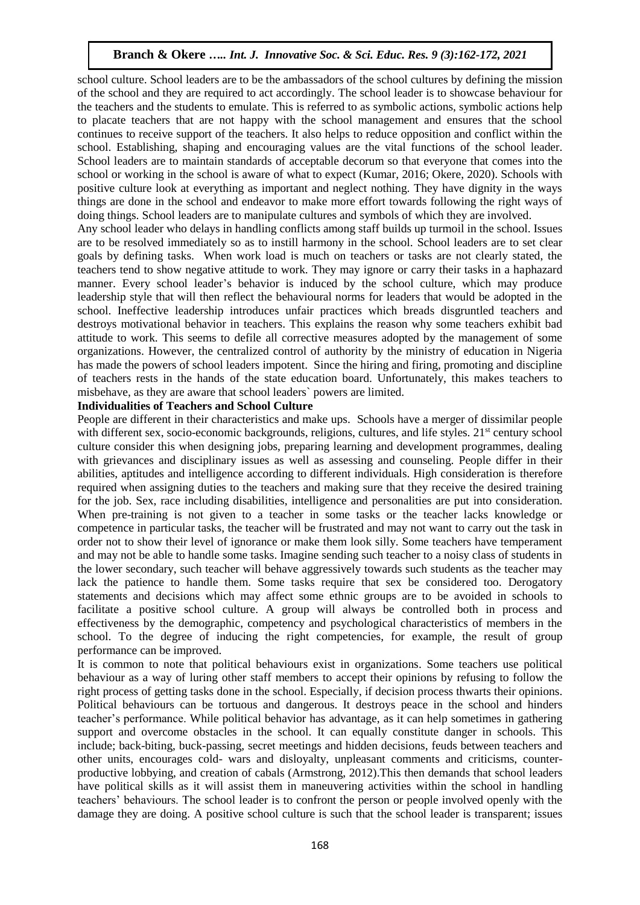school culture. School leaders are to be the ambassadors of the school cultures by defining the mission of the school and they are required to act accordingly. The school leader is to showcase behaviour for the teachers and the students to emulate. This is referred to as symbolic actions, symbolic actions help to placate teachers that are not happy with the school management and ensures that the school continues to receive support of the teachers. It also helps to reduce opposition and conflict within the school. Establishing, shaping and encouraging values are the vital functions of the school leader. School leaders are to maintain standards of acceptable decorum so that everyone that comes into the school or working in the school is aware of what to expect (Kumar, 2016; Okere, 2020). Schools with positive culture look at everything as important and neglect nothing. They have dignity in the ways things are done in the school and endeavor to make more effort towards following the right ways of doing things. School leaders are to manipulate cultures and symbols of which they are involved.

Any school leader who delays in handling conflicts among staff builds up turmoil in the school. Issues are to be resolved immediately so as to instill harmony in the school. School leaders are to set clear goals by defining tasks. When work load is much on teachers or tasks are not clearly stated, the teachers tend to show negative attitude to work. They may ignore or carry their tasks in a haphazard manner. Every school leader's behavior is induced by the school culture, which may produce leadership style that will then reflect the behavioural norms for leaders that would be adopted in the school. Ineffective leadership introduces unfair practices which breads disgruntled teachers and destroys motivational behavior in teachers. This explains the reason why some teachers exhibit bad attitude to work. This seems to defile all corrective measures adopted by the management of some organizations. However, the centralized control of authority by the ministry of education in Nigeria has made the powers of school leaders impotent. Since the hiring and firing, promoting and discipline of teachers rests in the hands of the state education board. Unfortunately, this makes teachers to misbehave, as they are aware that school leaders` powers are limited.

**Individualities of Teachers and School Culture**

People are different in their characteristics and make ups. Schools have a merger of dissimilar people with different sex, socio-economic backgrounds, religions, cultures, and life styles. 21st century school culture consider this when designing jobs, preparing learning and development programmes, dealing with grievances and disciplinary issues as well as assessing and counseling. People differ in their abilities, aptitudes and intelligence according to different individuals. High consideration is therefore required when assigning duties to the teachers and making sure that they receive the desired training for the job. Sex, race including disabilities, intelligence and personalities are put into consideration. When pre-training is not given to a teacher in some tasks or the teacher lacks knowledge or competence in particular tasks, the teacher will be frustrated and may not want to carry out the task in order not to show their level of ignorance or make them look silly. Some teachers have temperament and may not be able to handle some tasks. Imagine sending such teacher to a noisy class of students in the lower secondary, such teacher will behave aggressively towards such students as the teacher may lack the patience to handle them. Some tasks require that sex be considered too. Derogatory statements and decisions which may affect some ethnic groups are to be avoided in schools to facilitate a positive school culture. A group will always be controlled both in process and effectiveness by the demographic, competency and psychological characteristics of members in the school. To the degree of inducing the right competencies, for example, the result of group performance can be improved.

It is common to note that political behaviours exist in organizations. Some teachers use political behaviour as a way of luring other staff members to accept their opinions by refusing to follow the right process of getting tasks done in the school. Especially, if decision process thwarts their opinions. Political behaviours can be tortuous and dangerous. It destroys peace in the school and hinders teacher's performance. While political behavior has advantage, as it can help sometimes in gathering support and overcome obstacles in the school. It can equally constitute danger in schools. This include; back-biting, buck-passing, secret meetings and hidden decisions, feuds between teachers and other units, encourages cold- wars and disloyalty, unpleasant comments and criticisms, counter-productive lobbying, and creation of cabals (Armstrong, 2012).This then demands that school leaders have political skills as it will assist them in maneuvering activities within the school in handling teachers' behaviours. The school leader is to confront the person or people involved openly with the damage they are doing. A positive school culture is such that the school leader is transparent; issues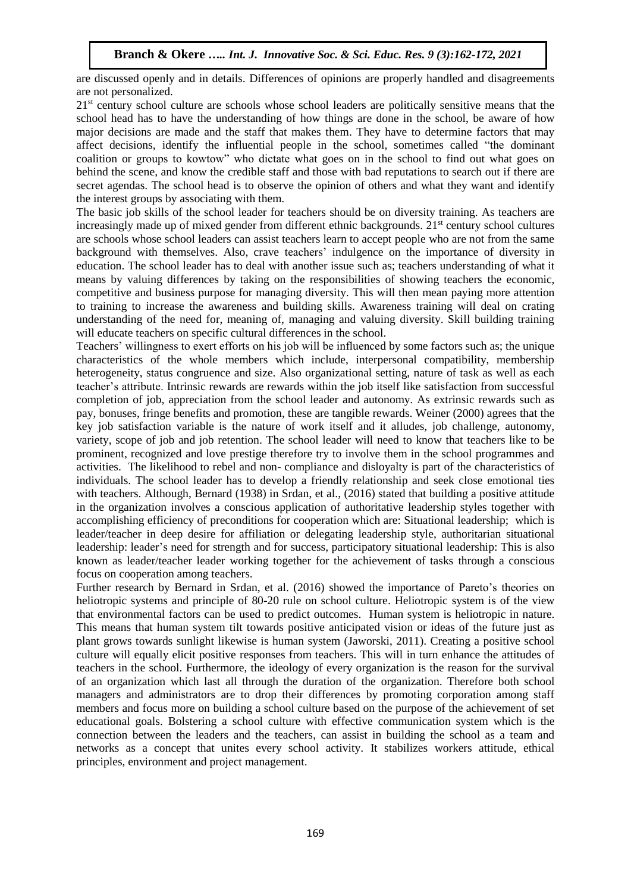are discussed openly and in details. Differences of opinions are properly handled and disagreements are not personalized.

21st century school culture are schools whose school leaders are politically sensitive means that the school head has to have the understanding of how things are done in the school, be aware of how major decisions are made and the staff that makes them. They have to determine factors that may affect decisions, identify the influential people in the school, sometimes called "the dominant coalition or groups to kowtow" who dictate what goes on in the school to find out what goes on behind the scene, and know the credible staff and those with bad reputations to search out if there are secret agendas. The school head is to observe the opinion of others and what they want and identify the interest groups by associating with them.

The basic job skills of the school leader for teachers should be on diversity training. As teachers are increasingly made up of mixed gender from different ethnic backgrounds. 21st century school cultures are schools whose school leaders can assist teachers learn to accept people who are not from the same background with themselves. Also, crave teachers' indulgence on the importance of diversity in education. The school leader has to deal with another issue such as; teachers understanding of what it means by valuing differences by taking on the responsibilities of showing teachers the economic, competitive and business purpose for managing diversity. This will then mean paying more attention to training to increase the awareness and building skills. Awareness training will deal on crating understanding of the need for, meaning of, managing and valuing diversity. Skill building training will educate teachers on specific cultural differences in the school.

Teachers' willingness to exert efforts on his job will be influenced by some factors such as; the unique characteristics of the whole members which include, interpersonal compatibility, membership heterogeneity, status congruence and size. Also organizational setting, nature of task as well as each teacher's attribute. Intrinsic rewards are rewards within the job itself like satisfaction from successful completion of job, appreciation from the school leader and autonomy. As extrinsic rewards such as pay, bonuses, fringe benefits and promotion, these are tangible rewards. Weiner (2000) agrees that the key job satisfaction variable is the nature of work itself and it alludes, job challenge, autonomy, variety, scope of job and job retention. The school leader will need to know that teachers like to be prominent, recognized and love prestige therefore try to involve them in the school programmes and activities. The likelihood to rebel and non- compliance and disloyalty is part of the characteristics of individuals. The school leader has to develop a friendly relationship and seek close emotional ties with teachers. Although, Bernard (1938) in Srdan, et al., (2016) stated that building a positive attitude in the organization involves a conscious application of authoritative leadership styles together with accomplishing efficiency of preconditions for cooperation which are: Situational leadership; which is leader/teacher in deep desire for affiliation or delegating leadership style, authoritarian situational leadership: leader's need for strength and for success, participatory situational leadership: This is also known as leader/teacher leader working together for the achievement of tasks through a conscious focus on cooperation among teachers.

Further research by Bernard in Srdan, et al. (2016) showed the importance of Pareto's theories on heliotropic systems and principle of 80-20 rule on school culture. Heliotropic system is of the view that environmental factors can be used to predict outcomes. Human system is heliotropic in nature. This means that human system tilt towards positive anticipated vision or ideas of the future just as plant grows towards sunlight likewise is human system (Jaworski, 2011). Creating a positive school culture will equally elicit positive responses from teachers. This will in turn enhance the attitudes of teachers in the school. Furthermore, the ideology of every organization is the reason for the survival of an organization which last all through the duration of the organization. Therefore both school managers and administrators are to drop their differences by promoting corporation among staff members and focus more on building a school culture based on the purpose of the achievement of set educational goals. Bolstering a school culture with effective communication system which is the connection between the leaders and the teachers, can assist in building the school as a team and networks as a concept that unites every school activity. It stabilizes workers attitude, ethical principles, environment and project management.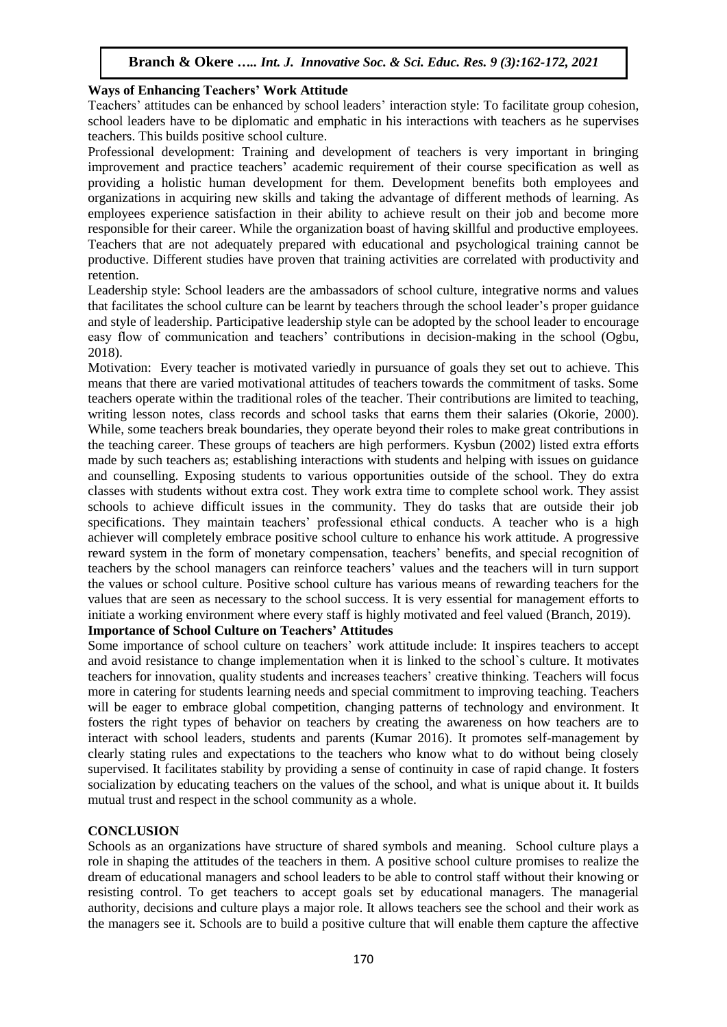**Ways of Enhancing Teachers' Work Attitude**

Teachers' attitudes can be enhanced by school leaders' interaction style: To facilitate group cohesion, school leaders have to be diplomatic and emphatic in his interactions with teachers as he supervises teachers. This builds positive school culture.

Professional development: Training and development of teachers is very important in bringing improvement and practice teachers' academic requirement of their course specification as well as providing a holistic human development for them. Development benefits both employees and organizations in acquiring new skills and taking the advantage of different methods of learning. As employees experience satisfaction in their ability to achieve result on their job and become more responsible for their career. While the organization boast of having skillful and productive employees. Teachers that are not adequately prepared with educational and psychological training cannot be productive. Different studies have proven that training activities are correlated with productivity and retention.

Leadership style: School leaders are the ambassadors of school culture, integrative norms and values that facilitates the school culture can be learnt by teachers through the school leader's proper guidance and style of leadership. Participative leadership style can be adopted by the school leader to encourage easy flow of communication and teachers' contributions in decision-making in the school (Ogbu, 2018).

Motivation: Every teacher is motivated variedly in pursuance of goals they set out to achieve. This means that there are varied motivational attitudes of teachers towards the commitment of tasks. Some teachers operate within the traditional roles of the teacher. Their contributions are limited to teaching, writing lesson notes, class records and school tasks that earns them their salaries (Okorie, 2000). While, some teachers break boundaries, they operate beyond their roles to make great contributions in the teaching career. These groups of teachers are high performers. Kysbun (2002) listed extra efforts made by such teachers as; establishing interactions with students and helping with issues on guidance and counselling. Exposing students to various opportunities outside of the school. They do extra classes with students without extra cost. They work extra time to complete school work. They assist schools to achieve difficult issues in the community. They do tasks that are outside their job specifications. They maintain teachers' professional ethical conducts. A teacher who is a high achiever will completely embrace positive school culture to enhance his work attitude. A progressive reward system in the form of monetary compensation, teachers' benefits, and special recognition of teachers by the school managers can reinforce teachers' values and the teachers will in turn support the values or school culture. Positive school culture has various means of rewarding teachers for the values that are seen as necessary to the school success. It is very essential for management efforts to initiate a working environment where every staff is highly motivated and feel valued (Branch, 2019).

**Importance of School Culture on Teachers' Attitudes**

Some importance of school culture on teachers' work attitude include: It inspires teachers to accept and avoid resistance to change implementation when it is linked to the school`s culture. It motivates teachers for innovation, quality students and increases teachers' creative thinking. Teachers will focus more in catering for students learning needs and special commitment to improving teaching. Teachers will be eager to embrace global competition, changing patterns of technology and environment. It fosters the right types of behavior on teachers by creating the awareness on how teachers are to interact with school leaders, students and parents (Kumar 2016). It promotes self-management by clearly stating rules and expectations to the teachers who know what to do without being closely supervised. It facilitates stability by providing a sense of continuity in case of rapid change. It fosters socialization by educating teachers on the values of the school, and what is unique about it. It builds mutual trust and respect in the school community as a whole.

## CONCLUSION

Schools as an organizations have structure of shared symbols and meaning. School culture plays a role in shaping the attitudes of the teachers in them. A positive school culture promises to realize the dream of educational managers and school leaders to be able to control staff without their knowing or resisting control. To get teachers to accept goals set by educational managers. The managerial authority, decisions and culture plays a major role. It allows teachers see the school and their work as the managers see it. Schools are to build a positive culture that will enable them capture the affective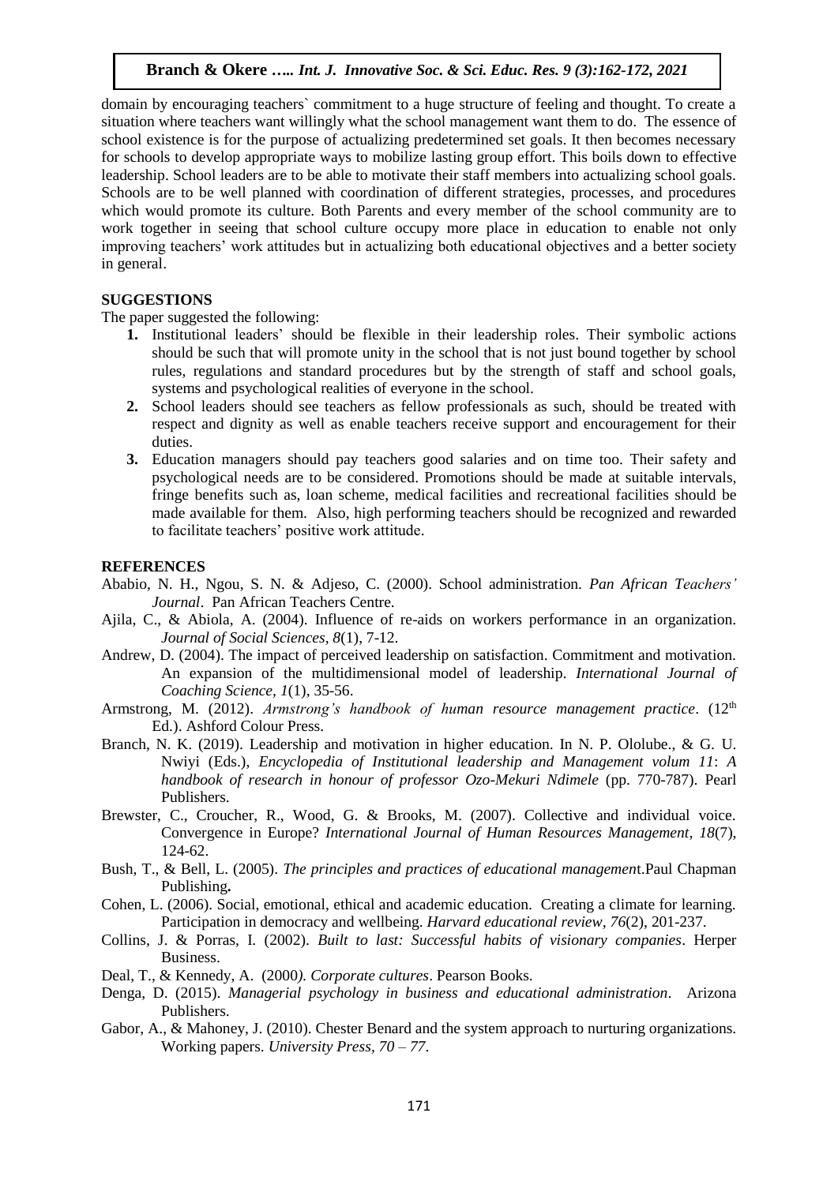domain by encouraging teachers` commitment to a huge structure of feeling and thought. To create a situation where teachers want willingly what the school management want them to do. The essence of school existence is for the purpose of actualizing predetermined set goals. It then becomes necessary for schools to develop appropriate ways to mobilize lasting group effort. This boils down to effective leadership. School leaders are to be able to motivate their staff members into actualizing school goals. Schools are to be well planned with coordination of different strategies, processes, and procedures which would promote its culture. Both Parents and every member of the school community are to work together in seeing that school culture occupy more place in education to enable not only improving teachers' work attitudes but in actualizing both educational objectives and a better society in general.

## SUGGESTIONS

The paper suggested the following:

1. Institutional leaders' should be flexible in their leadership roles. Their symbolic actions should be such that will promote unity in the school that is not just bound together by school rules, regulations and standard procedures but by the strength of staff and school goals, systems and psychological realities of everyone in the school.
2. School leaders should see teachers as fellow professionals as such, should be treated with respect and dignity as well as enable teachers receive support and encouragement for their duties.
3. Education managers should pay teachers good salaries and on time too. Their safety and psychological needs are to be considered. Promotions should be made at suitable intervals, fringe benefits such as, loan scheme, medical facilities and recreational facilities should be made available for them. Also, high performing teachers should be recognized and rewarded to facilitate teachers' positive work attitude.

## REFERENCES

Ababio, N. H., Ngou, S. N. & Adjeso, C. (2000). School administration. *Pan African Teachers' Journal*. Pan African Teachers Centre.

Ajila, C., & Abiola, A. (2004). Influence of re-aids on workers performance in an organization. *Journal of Social Sciences, 8*(1), 7-12.

Andrew, D. (2004). The impact of perceived leadership on satisfaction. Commitment and motivation. An expansion of the multidimensional model of leadership. *International Journal of Coaching Science, 1*(1), 35-56.

Armstrong, M. (2012). *Armstrong's handbook of human resource management practice*. (12th Ed.). Ashford Colour Press.

Branch, N. K. (2019). Leadership and motivation in higher education. In N. P. Ololube., & G. U. Nwiyi (Eds.), *Encyclopedia of Institutional leadership and Management volum 11*: *A handbook of research in honour of professor Ozo-Mekuri Ndimele* (pp. 770-787). Pearl Publishers.

Brewster, C., Croucher, R., Wood, G. & Brooks, M. (2007). Collective and individual voice. Convergence in Europe? *International Journal of Human Resources Management*, *18*(7), 124-62.

Bush, T., & Bell, L. (2005). *The principles and practices of educational managemen*t.Paul Chapman Publishing**.**

Cohen, L. (2006). Social, emotional, ethical and academic education. Creating a climate for learning. Participation in democracy and wellbeing. *Harvard educational review, 76*(2), 201-237.

Collins, J. & Porras, I. (2002). *Built to last: Successful habits of visionary companies*. Herper Business.

Deal, T., & Kennedy, A. (2000*). Corporate cultures*. Pearson Books.

Denga, D. (2015). *Managerial psychology in business and educational administration*. Arizona Publishers.

Gabor, A., & Mahoney, J. (2010). Chester Benard and the system approach to nurturing organizations. Working papers. *University Press, 70 – 77*.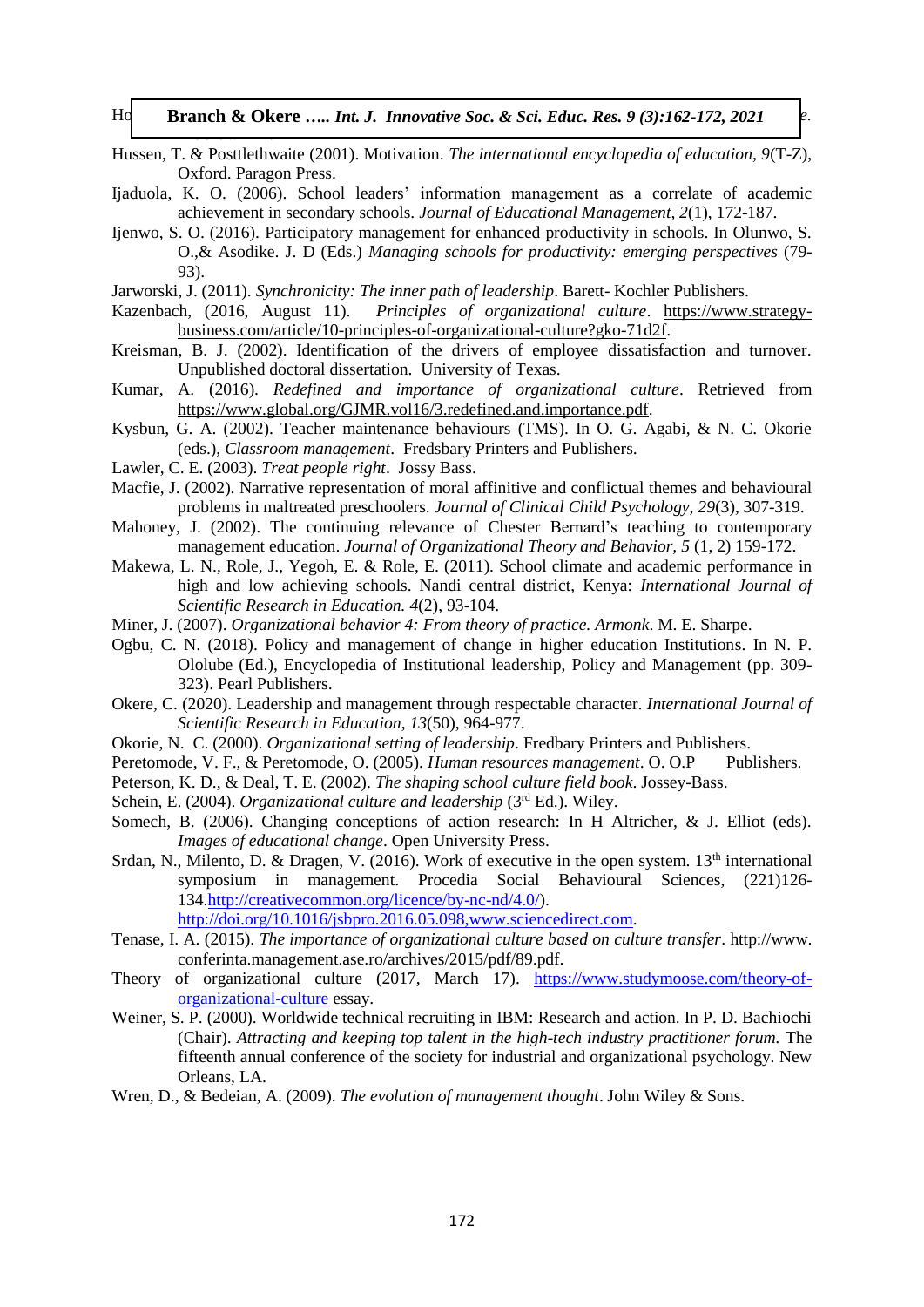Hussen, T. & Posttlethwaite (2001). Motivation. *The international encyclopedia of education*, *9*(T-Z), Oxford. Paragon Press.

Ijaduola, K. O. (2006). School leaders' information management as a correlate of academic achievement in secondary schools. *Journal of Educational Management*, *2*(1), 172-187.

Ijenwo, S. O. (2016). Participatory management for enhanced productivity in schools. In Olunwo, S. O.,& Asodike. J. D (Eds.) *Managing schools for productivity: emerging perspectives* (79-93).

Jarworski, J. (2011). *Synchronicity: The inner path of leadership*. Barett- Kochler Publishers.

Kazenbach, (2016, August 11). *Principles of organizational culture*. https://www.strategy-business.com/article/10-principles-of-organizational-culture?gko-71d2f.

Kreisman, B. J. (2002). Identification of the drivers of employee dissatisfaction and turnover. Unpublished doctoral dissertation. University of Texas.

Kumar, A. (2016). *Redefined and importance of organizational culture*. Retrieved from https://www.global.org/GJMR.vol16/3.redefined.and.importance.pdf.

Kysbun, G. A. (2002). Teacher maintenance behaviours (TMS). In O. G. Agabi, & N. C. Okorie (eds.), *Classroom management*. Fredsbary Printers and Publishers.

Lawler, C. E. (2003). *Treat people right*. Jossy Bass.

Macfie, J. (2002). Narrative representation of moral affinitive and conflictual themes and behavioural problems in maltreated preschoolers. *Journal of Clinical Child Psychology, 29*(3), 307-319.

Mahoney, J. (2002). The continuing relevance of Chester Bernard's teaching to contemporary management education. *Journal of Organizational Theory and Behavior, 5* (1, 2) 159-172.

Makewa, L. N., Role, J., Yegoh, E. & Role, E. (2011). School climate and academic performance in high and low achieving schools. Nandi central district, Kenya: *International Journal of Scientific Research in Education. 4*(2), 93-104.

Miner, J. (2007). *Organizational behavior 4: From theory of practice. Armonk*. M. E. Sharpe.

Ogbu, C. N. (2018). Policy and management of change in higher education Institutions. In N. P. Ololube (Ed.), Encyclopedia of Institutional leadership, Policy and Management (pp. 309-323). Pearl Publishers.

Okere, C. (2020). Leadership and management through respectable character. *International Journal of Scientific Research in Education, 13*(50), 964-977.

Okorie, N. C. (2000). *Organizational setting of leadership*. Fredbary Printers and Publishers.

Peretomode, V. F., & Peretomode, O. (2005). *Human resources management*. O. O.P Publishers.

Peterson, K. D., & Deal, T. E. (2002). *The shaping school culture field book*. Jossey-Bass.

Schein, E. (2004). *Organizational culture and leadership* (3rd Ed.). Wiley.

Somech, B. (2006). Changing conceptions of action research: In H Altricher, & J. Elliot (eds). *Images of educational change*. Open University Press.

Srdan, N., Milento, D. & Dragen, V. (2016). Work of executive in the open system. 13th international symposium in management. Procedia Social Behavioural Sciences, (221)126-134.http://creativecommon.org/licence/by-nc-nd/4.0/). http://doi.org/10.1016/jsbpro.2016.05.098,www.sciencedirect.com.

Tenase, I. A. (2015). *The importance of organizational culture based on culture transfer*. http://www.conferinta.management.ase.ro/archives/2015/pdf/89.pdf.

Theory of organizational culture (2017, March 17). https://www.studymoose.com/theory-of-organizational-culture essay.

Weiner, S. P. (2000). Worldwide technical recruiting in IBM: Research and action. In P. D. Bachiochi (Chair). *Attracting and keeping top talent in the high-tech industry practitioner forum.* The fifteenth annual conference of the society for industrial and organizational psychology. New Orleans, LA.

Wren, D., & Bedeian, A. (2009). *The evolution of management thought*. John Wiley & Sons.